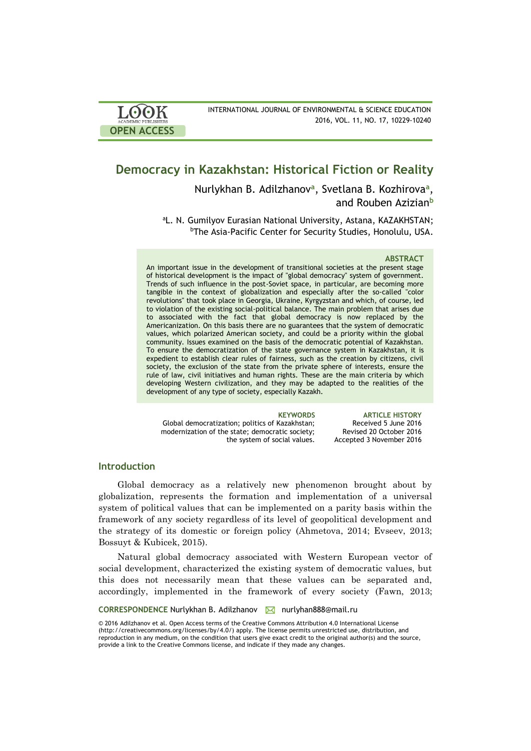# Democracy in Kazakhstan: Historical Fiction or Reality

Nurlykhan B. Adilzhanov[a], Svetlana B. Kozhirova[a], and Rouben Azizian[b]

[a]L. N. Gumilyov Eurasian National University, Astana, KAZAKHSTAN;
[b]The Asia-Pacific Center for Security Studies, Honolulu, USA.

## ABSTRACT

An important issue in the development of transitional societies at the present stage of historical development is the impact of "global democracy" system of government. Trends of such influence in the post-Soviet space, in particular, are becoming more tangible in the context of globalization and especially after the so-called "color revolutions" that took place in Georgia, Ukraine, Kyrgyzstan and which, of course, led to violation of the existing social-political balance. The main problem that arises due to associated with the fact that global democracy is now replaced by the Americanization. On this basis there are no guarantees that the system of democratic values, which polarized American society, and could be a priority within the global community. Issues examined on the basis of the democratic potential of Kazakhstan. To ensure the democratization of the state governance system in Kazakhstan, it is expedient to establish clear rules of fairness, such as the creation by citizens, civil society, the exclusion of the state from the private sphere of interests, ensure the rule of law, civil initiatives and human rights. These are the main criteria by which developing Western civilization, and they may be adapted to the realities of the development of any type of society, especially Kazakh.

**KEYWORDS**
Global democratization; politics of Kazakhstan; modernization of the state; democratic society; the system of social values.

**ARTICLE HISTORY**
Received 5 June 2016
Revised 20 October 2016
Accepted 3 November 2016

## Introduction

Global democracy as a relatively new phenomenon brought about by globalization, represents the formation and implementation of a universal system of political values that can be implemented on a parity basis within the framework of any society regardless of its level of geopolitical development and the strategy of its domestic or foreign policy (Ahmetova, 2014; Evseev, 2013; Bossuyt & Kubicek, 2015).

Natural global democracy associated with Western European vector of social development, characterized the existing system of democratic values, but this does not necessarily mean that these values can be separated and, accordingly, implemented in the framework of every society (Fawn, 2013;

**CORRESPONDENCE** Nurlykhan B. Adilzhanov nurlyhan888@mail.ru

© 2016 Adilzhanov et al. Open Access terms of the Creative Commons Attribution 4.0 International License (http://creativecommons.org/licenses/by/4.0/) apply. The license permits unrestricted use, distribution, and reproduction in any medium, on the condition that users give exact credit to the original author(s) and the source, provide a link to the Creative Commons license, and indicate if they made any changes.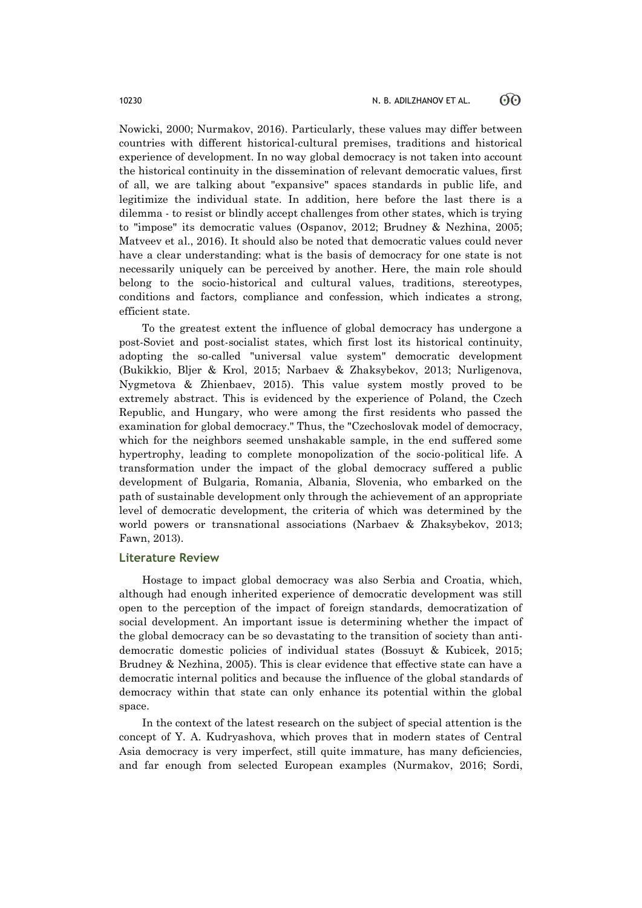Nowicki, 2000; Nurmakov, 2016). Particularly, these values may differ between countries with different historical-cultural premises, traditions and historical experience of development. In no way global democracy is not taken into account the historical continuity in the dissemination of relevant democratic values, first of all, we are talking about "expansive" spaces standards in public life, and legitimize the individual state. In addition, here before the last there is a dilemma - to resist or blindly accept challenges from other states, which is trying to "impose" its democratic values (Ospanov, 2012; Brudney & Nezhina, 2005; Matveev et al., 2016). It should also be noted that democratic values could never have a clear understanding: what is the basis of democracy for one state is not necessarily uniquely can be perceived by another. Here, the main role should belong to the socio-historical and cultural values, traditions, stereotypes, conditions and factors, compliance and confession, which indicates a strong, efficient state.

To the greatest extent the influence of global democracy has undergone a post-Soviet and post-socialist states, which first lost its historical continuity, adopting the so-called "universal value system" democratic development (Bukikkio, Bljer & Krol, 2015; Narbaev & Zhaksybekov, 2013; Nurligenova, Nygmetova & Zhienbaev, 2015). This value system mostly proved to be extremely abstract. This is evidenced by the experience of Poland, the Czech Republic, and Hungary, who were among the first residents who passed the examination for global democracy." Thus, the "Czechoslovak model of democracy, which for the neighbors seemed unshakable sample, in the end suffered some hypertrophy, leading to complete monopolization of the socio-political life. A transformation under the impact of the global democracy suffered a public development of Bulgaria, Romania, Albania, Slovenia, who embarked on the path of sustainable development only through the achievement of an appropriate level of democratic development, the criteria of which was determined by the world powers or transnational associations (Narbaev & Zhaksybekov, 2013; Fawn, 2013).

## Literature Review

Hostage to impact global democracy was also Serbia and Croatia, which, although had enough inherited experience of democratic development was still open to the perception of the impact of foreign standards, democratization of social development. An important issue is determining whether the impact of the global democracy can be so devastating to the transition of society than anti-democratic domestic policies of individual states (Bossuyt & Kubicek, 2015; Brudney & Nezhina, 2005). This is clear evidence that effective state can have a democratic internal politics and because the influence of the global standards of democracy within that state can only enhance its potential within the global space.

In the context of the latest research on the subject of special attention is the concept of Y. A. Kudryashova, which proves that in modern states of Central Asia democracy is very imperfect, still quite immature, has many deficiencies, and far enough from selected European examples (Nurmakov, 2016; Sordi,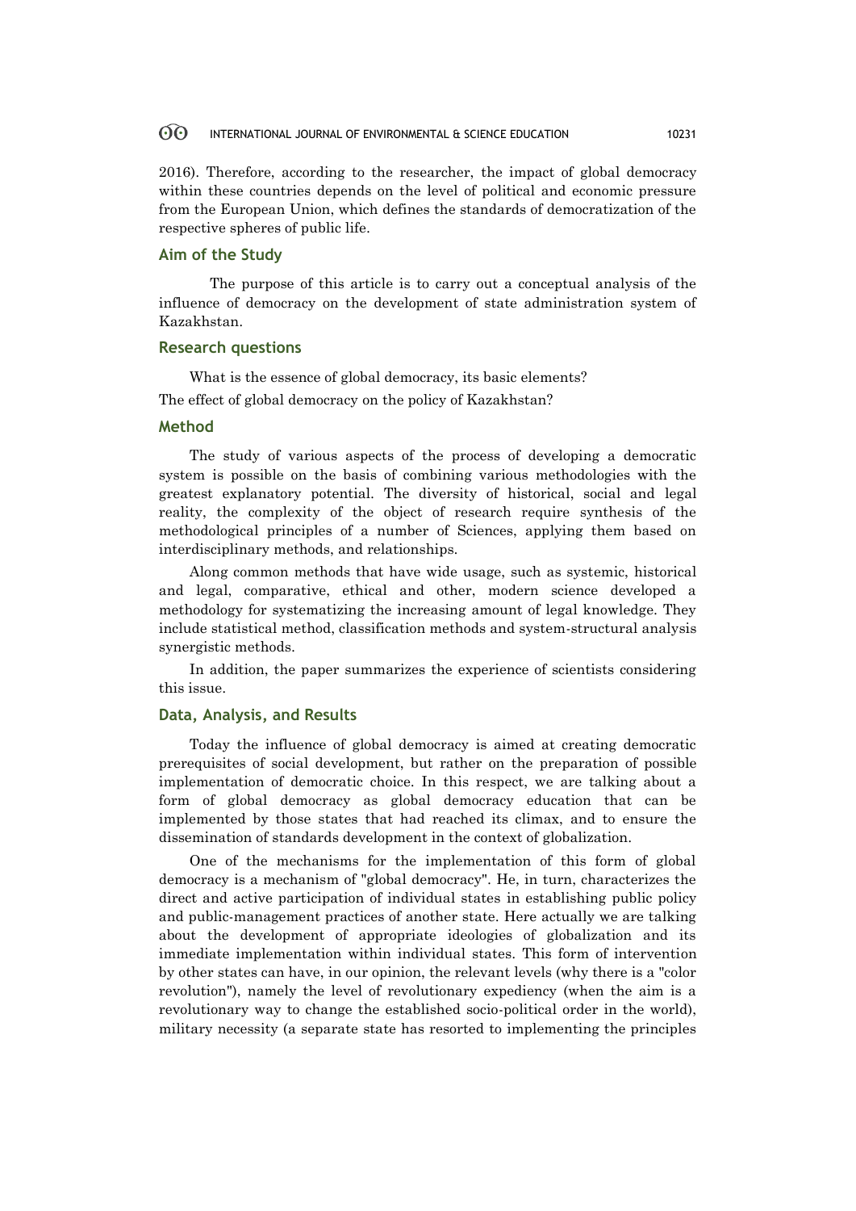2016). Therefore, according to the researcher, the impact of global democracy within these countries depends on the level of political and economic pressure from the European Union, which defines the standards of democratization of the respective spheres of public life.

## Aim of the Study

The purpose of this article is to carry out a conceptual analysis of the influence of democracy on the development of state administration system of Kazakhstan.

## Research questions

What is the essence of global democracy, its basic elements?

The effect of global democracy on the policy of Kazakhstan?

## Method

The study of various aspects of the process of developing a democratic system is possible on the basis of combining various methodologies with the greatest explanatory potential. The diversity of historical, social and legal reality, the complexity of the object of research require synthesis of the methodological principles of a number of Sciences, applying them based on interdisciplinary methods, and relationships.

Along common methods that have wide usage, such as systemic, historical and legal, comparative, ethical and other, modern science developed a methodology for systematizing the increasing amount of legal knowledge. They include statistical method, classification methods and system-structural analysis synergistic methods.

In addition, the paper summarizes the experience of scientists considering this issue.

## Data, Analysis, and Results

Today the influence of global democracy is aimed at creating democratic prerequisites of social development, but rather on the preparation of possible implementation of democratic choice. In this respect, we are talking about a form of global democracy as global democracy education that can be implemented by those states that had reached its climax, and to ensure the dissemination of standards development in the context of globalization.

One of the mechanisms for the implementation of this form of global democracy is a mechanism of "global democracy". He, in turn, characterizes the direct and active participation of individual states in establishing public policy and public-management practices of another state. Here actually we are talking about the development of appropriate ideologies of globalization and its immediate implementation within individual states. This form of intervention by other states can have, in our opinion, the relevant levels (why there is a "color revolution"), namely the level of revolutionary expediency (when the aim is a revolutionary way to change the established socio-political order in the world), military necessity (a separate state has resorted to implementing the principles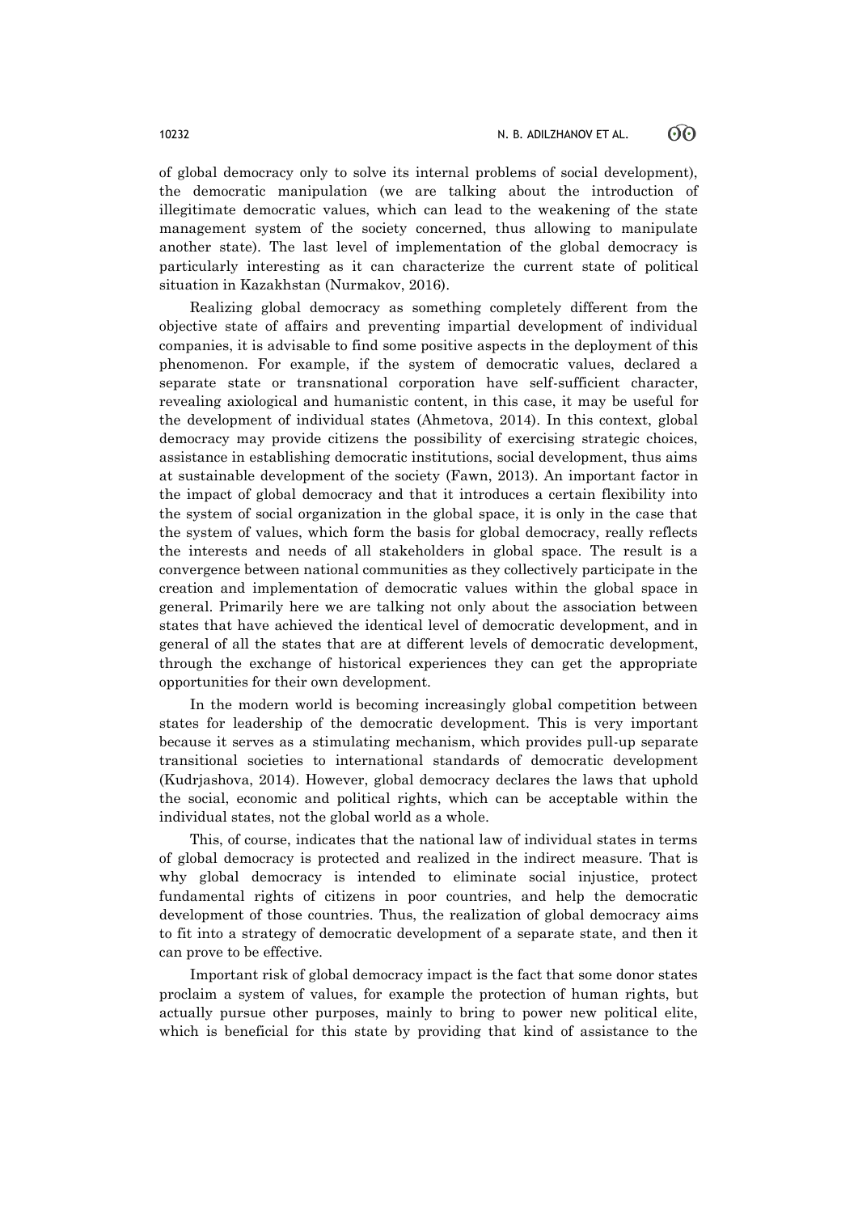of global democracy only to solve its internal problems of social development), the democratic manipulation (we are talking about the introduction of illegitimate democratic values, which can lead to the weakening of the state management system of the society concerned, thus allowing to manipulate another state). The last level of implementation of the global democracy is particularly interesting as it can characterize the current state of political situation in Kazakhstan (Nurmakov, 2016).

Realizing global democracy as something completely different from the objective state of affairs and preventing impartial development of individual companies, it is advisable to find some positive aspects in the deployment of this phenomenon. For example, if the system of democratic values, declared a separate state or transnational corporation have self-sufficient character, revealing axiological and humanistic content, in this case, it may be useful for the development of individual states (Ahmetova, 2014). In this context, global democracy may provide citizens the possibility of exercising strategic choices, assistance in establishing democratic institutions, social development, thus aims at sustainable development of the society (Fawn, 2013). An important factor in the impact of global democracy and that it introduces a certain flexibility into the system of social organization in the global space, it is only in the case that the system of values, which form the basis for global democracy, really reflects the interests and needs of all stakeholders in global space. The result is a convergence between national communities as they collectively participate in the creation and implementation of democratic values within the global space in general. Primarily here we are talking not only about the association between states that have achieved the identical level of democratic development, and in general of all the states that are at different levels of democratic development, through the exchange of historical experiences they can get the appropriate opportunities for their own development.

In the modern world is becoming increasingly global competition between states for leadership of the democratic development. This is very important because it serves as a stimulating mechanism, which provides pull-up separate transitional societies to international standards of democratic development (Kudrjashova, 2014). However, global democracy declares the laws that uphold the social, economic and political rights, which can be acceptable within the individual states, not the global world as a whole.

This, of course, indicates that the national law of individual states in terms of global democracy is protected and realized in the indirect measure. That is why global democracy is intended to eliminate social injustice, protect fundamental rights of citizens in poor countries, and help the democratic development of those countries. Thus, the realization of global democracy aims to fit into a strategy of democratic development of a separate state, and then it can prove to be effective.

Important risk of global democracy impact is the fact that some donor states proclaim a system of values, for example the protection of human rights, but actually pursue other purposes, mainly to bring to power new political elite, which is beneficial for this state by providing that kind of assistance to the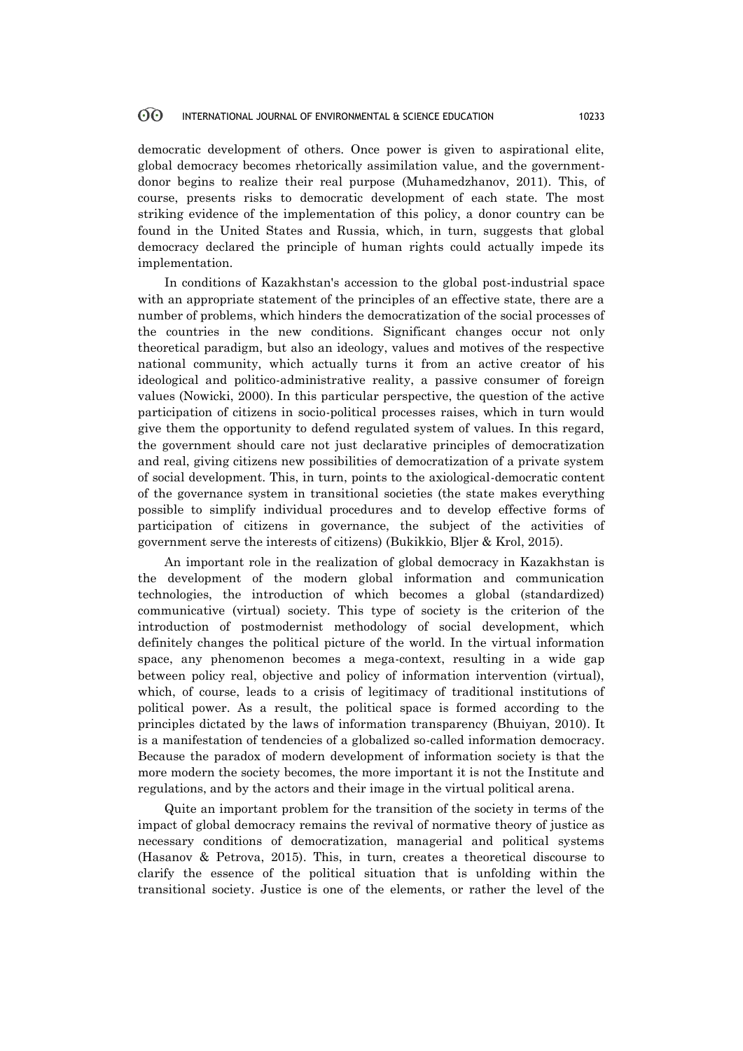democratic development of others. Once power is given to aspirational elite, global democracy becomes rhetorically assimilation value, and the government-donor begins to realize their real purpose (Muhamedzhanov, 2011). This, of course, presents risks to democratic development of each state. The most striking evidence of the implementation of this policy, a donor country can be found in the United States and Russia, which, in turn, suggests that global democracy declared the principle of human rights could actually impede its implementation.

In conditions of Kazakhstan's accession to the global post-industrial space with an appropriate statement of the principles of an effective state, there are a number of problems, which hinders the democratization of the social processes of the countries in the new conditions. Significant changes occur not only theoretical paradigm, but also an ideology, values and motives of the respective national community, which actually turns it from an active creator of his ideological and politico-administrative reality, a passive consumer of foreign values (Nowicki, 2000). In this particular perspective, the question of the active participation of citizens in socio-political processes raises, which in turn would give them the opportunity to defend regulated system of values. In this regard, the government should care not just declarative principles of democratization and real, giving citizens new possibilities of democratization of a private system of social development. This, in turn, points to the axiological-democratic content of the governance system in transitional societies (the state makes everything possible to simplify individual procedures and to develop effective forms of participation of citizens in governance, the subject of the activities of government serve the interests of citizens) (Bukikkio, Bljer & Krol, 2015).

An important role in the realization of global democracy in Kazakhstan is the development of the modern global information and communication technologies, the introduction of which becomes a global (standardized) communicative (virtual) society. This type of society is the criterion of the introduction of postmodernist methodology of social development, which definitely changes the political picture of the world. In the virtual information space, any phenomenon becomes a mega-context, resulting in a wide gap between policy real, objective and policy of information intervention (virtual), which, of course, leads to a crisis of legitimacy of traditional institutions of political power. As a result, the political space is formed according to the principles dictated by the laws of information transparency (Bhuiyan, 2010). It is a manifestation of tendencies of a globalized so-called information democracy. Because the paradox of modern development of information society is that the more modern the society becomes, the more important it is not the Institute and regulations, and by the actors and their image in the virtual political arena.

Quite an important problem for the transition of the society in terms of the impact of global democracy remains the revival of normative theory of justice as necessary conditions of democratization, managerial and political systems (Hasanov & Petrova, 2015). This, in turn, creates a theoretical discourse to clarify the essence of the political situation that is unfolding within the transitional society. Justice is one of the elements, or rather the level of the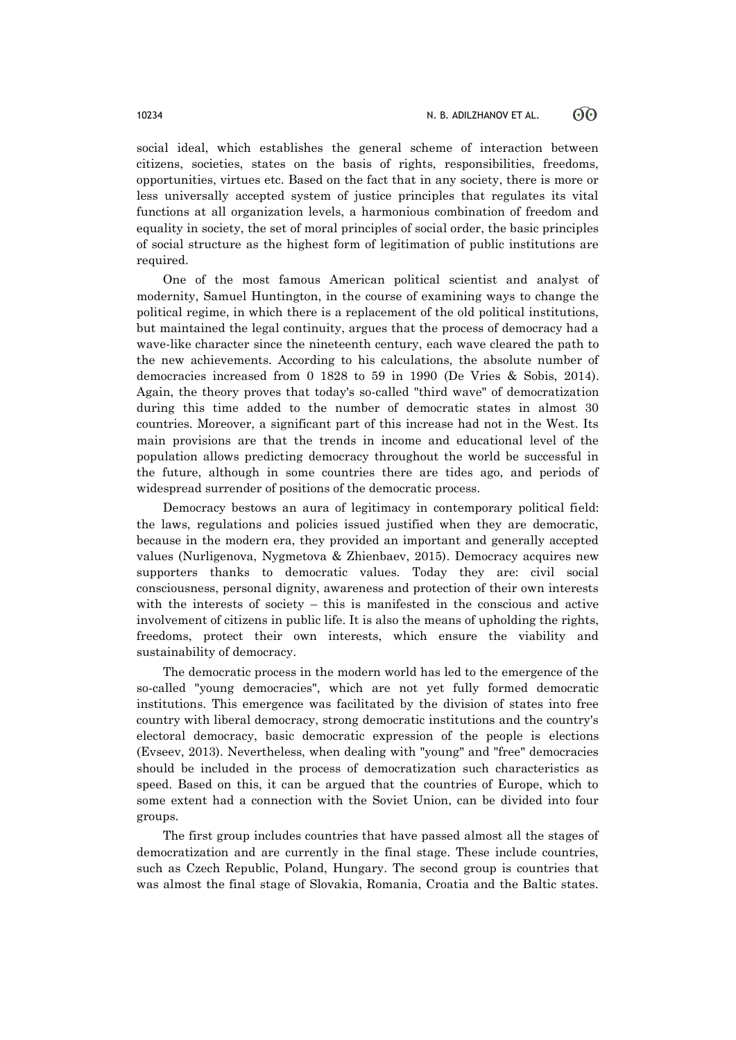social ideal, which establishes the general scheme of interaction between citizens, societies, states on the basis of rights, responsibilities, freedoms, opportunities, virtues etc. Based on the fact that in any society, there is more or less universally accepted system of justice principles that regulates its vital functions at all organization levels, a harmonious combination of freedom and equality in society, the set of moral principles of social order, the basic principles of social structure as the highest form of legitimation of public institutions are required.

One of the most famous American political scientist and analyst of modernity, Samuel Huntington, in the course of examining ways to change the political regime, in which there is a replacement of the old political institutions, but maintained the legal continuity, argues that the process of democracy had a wave-like character since the nineteenth century, each wave cleared the path to the new achievements. According to his calculations, the absolute number of democracies increased from 0 1828 to 59 in 1990 (De Vries & Sobis, 2014). Again, the theory proves that today's so-called "third wave" of democratization during this time added to the number of democratic states in almost 30 countries. Moreover, a significant part of this increase had not in the West. Its main provisions are that the trends in income and educational level of the population allows predicting democracy throughout the world be successful in the future, although in some countries there are tides ago, and periods of widespread surrender of positions of the democratic process.

Democracy bestows an aura of legitimacy in contemporary political field: the laws, regulations and policies issued justified when they are democratic, because in the modern era, they provided an important and generally accepted values (Nurligenova, Nygmetova & Zhienbaev, 2015). Democracy acquires new supporters thanks to democratic values. Today they are: civil social consciousness, personal dignity, awareness and protection of their own interests with the interests of society – this is manifested in the conscious and active involvement of citizens in public life. It is also the means of upholding the rights, freedoms, protect their own interests, which ensure the viability and sustainability of democracy.

The democratic process in the modern world has led to the emergence of the so-called "young democracies", which are not yet fully formed democratic institutions. This emergence was facilitated by the division of states into free country with liberal democracy, strong democratic institutions and the country's electoral democracy, basic democratic expression of the people is elections (Evseev, 2013). Nevertheless, when dealing with "young" and "free" democracies should be included in the process of democratization such characteristics as speed. Based on this, it can be argued that the countries of Europe, which to some extent had a connection with the Soviet Union, can be divided into four groups.

The first group includes countries that have passed almost all the stages of democratization and are currently in the final stage. These include countries, such as Czech Republic, Poland, Hungary. The second group is countries that was almost the final stage of Slovakia, Romania, Croatia and the Baltic states.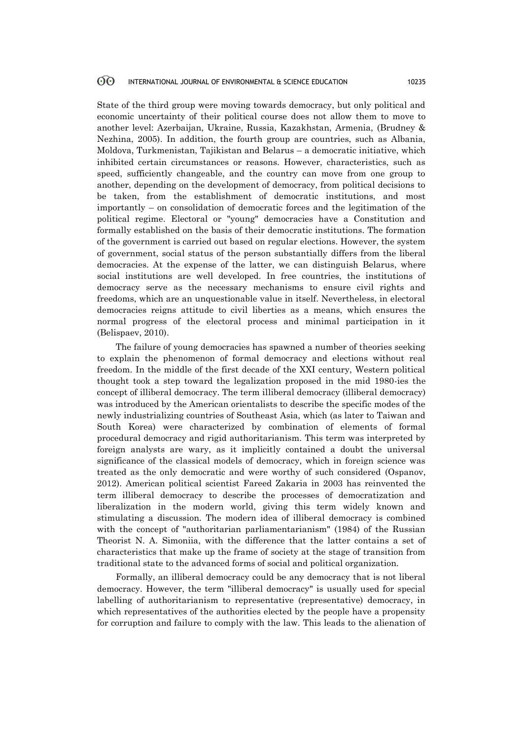State of the third group were moving towards democracy, but only political and economic uncertainty of their political course does not allow them to move to another level: Azerbaijan, Ukraine, Russia, Kazakhstan, Armenia, (Brudney & Nezhina, 2005). In addition, the fourth group are countries, such as Albania, Moldova, Turkmenistan, Tajikistan and Belarus – a democratic initiative, which inhibited certain circumstances or reasons. However, characteristics, such as speed, sufficiently changeable, and the country can move from one group to another, depending on the development of democracy, from political decisions to be taken, from the establishment of democratic institutions, and most importantly – on consolidation of democratic forces and the legitimation of the political regime. Electoral or "young" democracies have a Constitution and formally established on the basis of their democratic institutions. The formation of the government is carried out based on regular elections. However, the system of government, social status of the person substantially differs from the liberal democracies. At the expense of the latter, we can distinguish Belarus, where social institutions are well developed. In free countries, the institutions of democracy serve as the necessary mechanisms to ensure civil rights and freedoms, which are an unquestionable value in itself. Nevertheless, in electoral democracies reigns attitude to civil liberties as a means, which ensures the normal progress of the electoral process and minimal participation in it (Belispaev, 2010).

The failure of young democracies has spawned a number of theories seeking to explain the phenomenon of formal democracy and elections without real freedom. In the middle of the first decade of the XXI century, Western political thought took a step toward the legalization proposed in the mid 1980-ies the concept of illiberal democracy. The term illiberal democracy (illiberal democracy) was introduced by the American orientalists to describe the specific modes of the newly industrializing countries of Southeast Asia, which (as later to Taiwan and South Korea) were characterized by combination of elements of formal procedural democracy and rigid authoritarianism. This term was interpreted by foreign analysts are wary, as it implicitly contained a doubt the universal significance of the classical models of democracy, which in foreign science was treated as the only democratic and were worthy of such considered (Ospanov, 2012). American political scientist Fareed Zakaria in 2003 has reinvented the term illiberal democracy to describe the processes of democratization and liberalization in the modern world, giving this term widely known and stimulating a discussion. The modern idea of illiberal democracy is combined with the concept of "authoritarian parliamentarianism" (1984) of the Russian Theorist N. A. Simoniia, with the difference that the latter contains a set of characteristics that make up the frame of society at the stage of transition from traditional state to the advanced forms of social and political organization.

Formally, an illiberal democracy could be any democracy that is not liberal democracy. However, the term "illiberal democracy" is usually used for special labelling of authoritarianism to representative (representative) democracy, in which representatives of the authorities elected by the people have a propensity for corruption and failure to comply with the law. This leads to the alienation of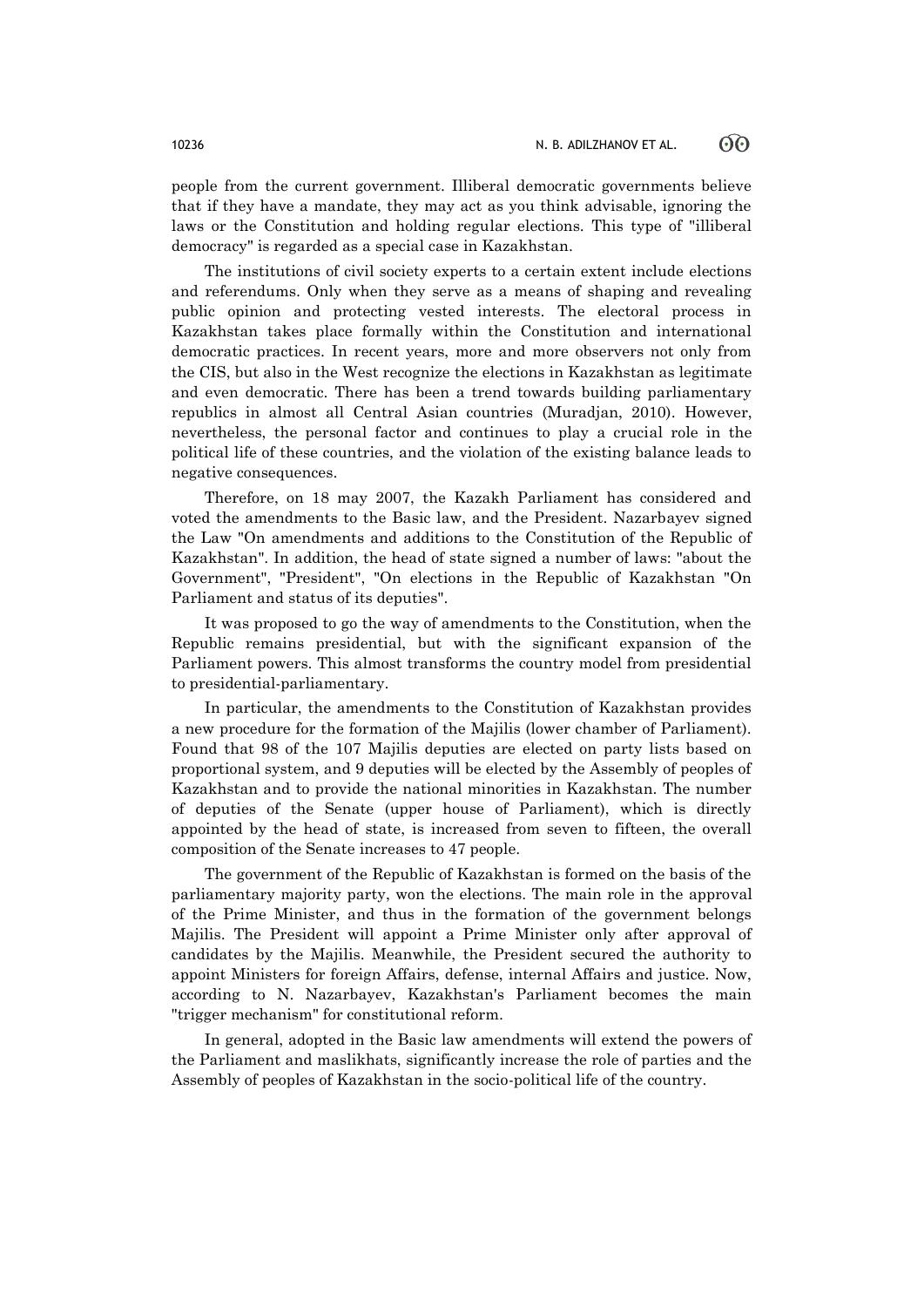people from the current government. Illiberal democratic governments believe that if they have a mandate, they may act as you think advisable, ignoring the laws or the Constitution and holding regular elections. This type of "illiberal democracy" is regarded as a special case in Kazakhstan.

The institutions of civil society experts to a certain extent include elections and referendums. Only when they serve as a means of shaping and revealing public opinion and protecting vested interests. The electoral process in Kazakhstan takes place formally within the Constitution and international democratic practices. In recent years, more and more observers not only from the CIS, but also in the West recognize the elections in Kazakhstan as legitimate and even democratic. There has been a trend towards building parliamentary republics in almost all Central Asian countries (Muradjan, 2010). However, nevertheless, the personal factor and continues to play a crucial role in the political life of these countries, and the violation of the existing balance leads to negative consequences.

Therefore, on 18 may 2007, the Kazakh Parliament has considered and voted the amendments to the Basic law, and the President. Nazarbayev signed the Law "On amendments and additions to the Constitution of the Republic of Kazakhstan". In addition, the head of state signed a number of laws: "about the Government", "President", "On elections in the Republic of Kazakhstan "On Parliament and status of its deputies".

It was proposed to go the way of amendments to the Constitution, when the Republic remains presidential, but with the significant expansion of the Parliament powers. This almost transforms the country model from presidential to presidential-parliamentary.

In particular, the amendments to the Constitution of Kazakhstan provides a new procedure for the formation of the Majilis (lower chamber of Parliament). Found that 98 of the 107 Majilis deputies are elected on party lists based on proportional system, and 9 deputies will be elected by the Assembly of peoples of Kazakhstan and to provide the national minorities in Kazakhstan. The number of deputies of the Senate (upper house of Parliament), which is directly appointed by the head of state, is increased from seven to fifteen, the overall composition of the Senate increases to 47 people.

The government of the Republic of Kazakhstan is formed on the basis of the parliamentary majority party, won the elections. The main role in the approval of the Prime Minister, and thus in the formation of the government belongs Majilis. The President will appoint a Prime Minister only after approval of candidates by the Majilis. Meanwhile, the President secured the authority to appoint Ministers for foreign Affairs, defense, internal Affairs and justice. Now, according to N. Nazarbayev, Kazakhstan's Parliament becomes the main "trigger mechanism" for constitutional reform.

In general, adopted in the Basic law amendments will extend the powers of the Parliament and maslikhats, significantly increase the role of parties and the Assembly of peoples of Kazakhstan in the socio-political life of the country.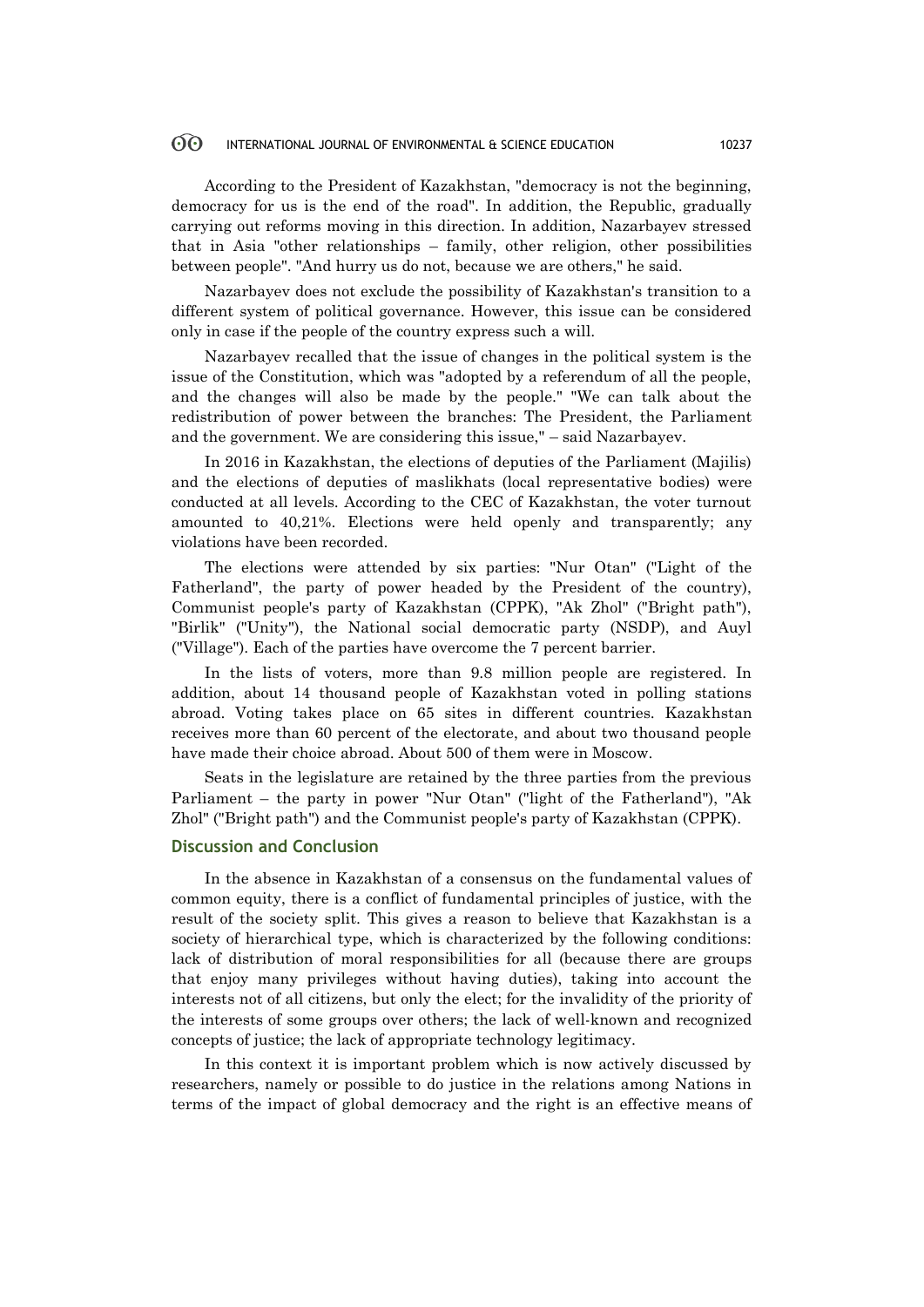According to the President of Kazakhstan, "democracy is not the beginning, democracy for us is the end of the road". In addition, the Republic, gradually carrying out reforms moving in this direction. In addition, Nazarbayev stressed that in Asia "other relationships – family, other religion, other possibilities between people". "And hurry us do not, because we are others," he said.

Nazarbayev does not exclude the possibility of Kazakhstan's transition to a different system of political governance. However, this issue can be considered only in case if the people of the country express such a will.

Nazarbayev recalled that the issue of changes in the political system is the issue of the Constitution, which was "adopted by a referendum of all the people, and the changes will also be made by the people." "We can talk about the redistribution of power between the branches: The President, the Parliament and the government. We are considering this issue," – said Nazarbayev.

In 2016 in Kazakhstan, the elections of deputies of the Parliament (Majilis) and the elections of deputies of maslikhats (local representative bodies) were conducted at all levels. According to the CEC of Kazakhstan, the voter turnout amounted to 40,21%. Elections were held openly and transparently; any violations have been recorded.

The elections were attended by six parties: "Nur Otan" ("Light of the Fatherland", the party of power headed by the President of the country), Communist people's party of Kazakhstan (CPPK), "Ak Zhol" ("Bright path"), "Birlik" ("Unity"), the National social democratic party (NSDP), and Auyl ("Village"). Each of the parties have overcome the 7 percent barrier.

In the lists of voters, more than 9.8 million people are registered. In addition, about 14 thousand people of Kazakhstan voted in polling stations abroad. Voting takes place on 65 sites in different countries. Kazakhstan receives more than 60 percent of the electorate, and about two thousand people have made their choice abroad. About 500 of them were in Moscow.

Seats in the legislature are retained by the three parties from the previous Parliament – the party in power "Nur Otan" ("light of the Fatherland"), "Ak Zhol" ("Bright path") and the Communist people's party of Kazakhstan (CPPK).

## Discussion and Conclusion

In the absence in Kazakhstan of a consensus on the fundamental values of common equity, there is a conflict of fundamental principles of justice, with the result of the society split. This gives a reason to believe that Kazakhstan is a society of hierarchical type, which is characterized by the following conditions: lack of distribution of moral responsibilities for all (because there are groups that enjoy many privileges without having duties), taking into account the interests not of all citizens, but only the elect; for the invalidity of the priority of the interests of some groups over others; the lack of well-known and recognized concepts of justice; the lack of appropriate technology legitimacy.

In this context it is important problem which is now actively discussed by researchers, namely or possible to do justice in the relations among Nations in terms of the impact of global democracy and the right is an effective means of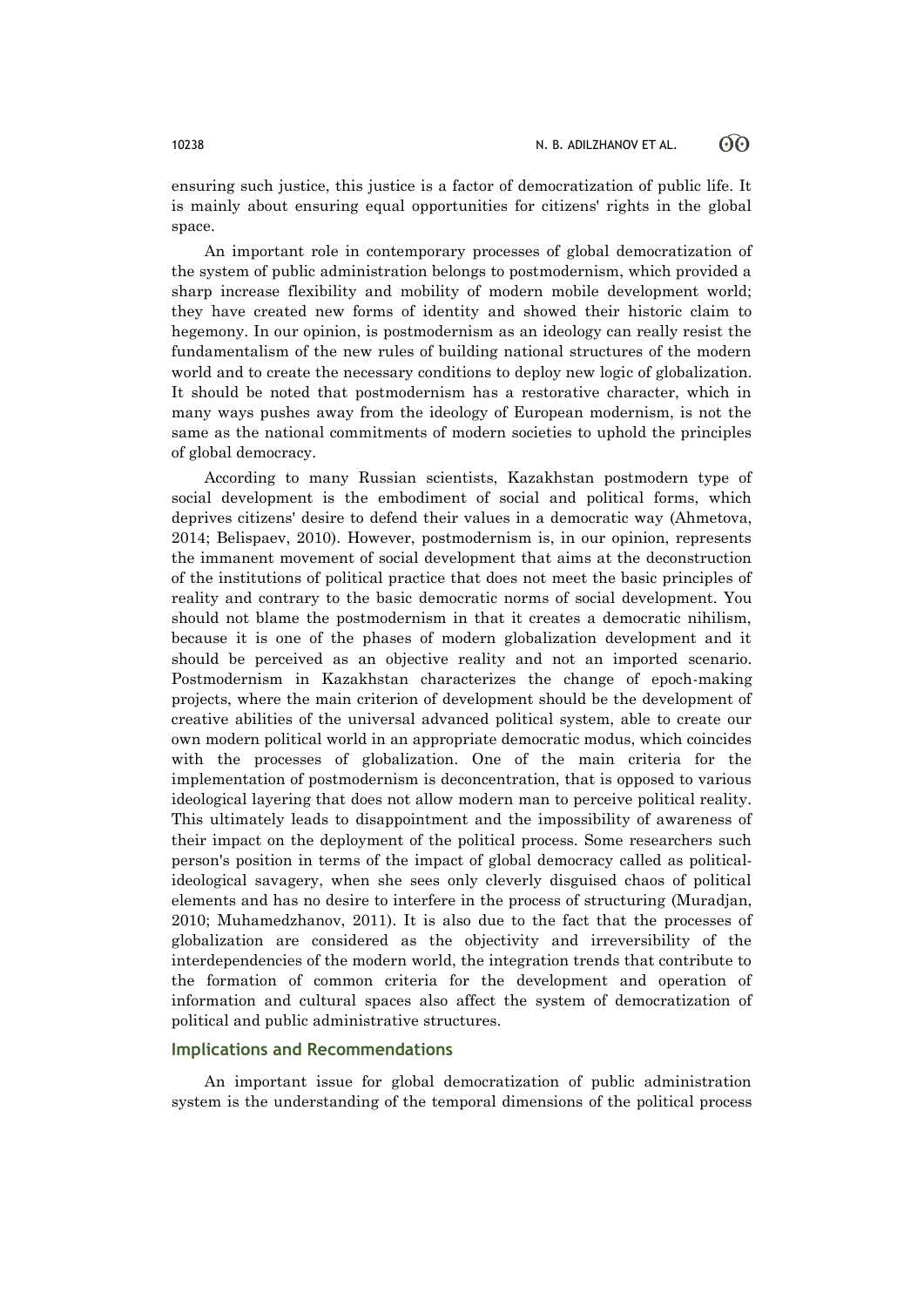ensuring such justice, this justice is a factor of democratization of public life. It is mainly about ensuring equal opportunities for citizens' rights in the global space.

An important role in contemporary processes of global democratization of the system of public administration belongs to postmodernism, which provided a sharp increase flexibility and mobility of modern mobile development world; they have created new forms of identity and showed their historic claim to hegemony. In our opinion, is postmodernism as an ideology can really resist the fundamentalism of the new rules of building national structures of the modern world and to create the necessary conditions to deploy new logic of globalization. It should be noted that postmodernism has a restorative character, which in many ways pushes away from the ideology of European modernism, is not the same as the national commitments of modern societies to uphold the principles of global democracy.

According to many Russian scientists, Kazakhstan postmodern type of social development is the embodiment of social and political forms, which deprives citizens' desire to defend their values in a democratic way (Ahmetova, 2014; Belispaev, 2010). However, postmodernism is, in our opinion, represents the immanent movement of social development that aims at the deconstruction of the institutions of political practice that does not meet the basic principles of reality and contrary to the basic democratic norms of social development. You should not blame the postmodernism in that it creates a democratic nihilism, because it is one of the phases of modern globalization development and it should be perceived as an objective reality and not an imported scenario. Postmodernism in Kazakhstan characterizes the change of epoch-making projects, where the main criterion of development should be the development of creative abilities of the universal advanced political system, able to create our own modern political world in an appropriate democratic modus, which coincides with the processes of globalization. One of the main criteria for the implementation of postmodernism is deconcentration, that is opposed to various ideological layering that does not allow modern man to perceive political reality. This ultimately leads to disappointment and the impossibility of awareness of their impact on the deployment of the political process. Some researchers such person's position in terms of the impact of global democracy called as political-ideological savagery, when she sees only cleverly disguised chaos of political elements and has no desire to interfere in the process of structuring (Muradjan, 2010; Muhamedzhanov, 2011). It is also due to the fact that the processes of globalization are considered as the objectivity and irreversibility of the interdependencies of the modern world, the integration trends that contribute to the formation of common criteria for the development and operation of information and cultural spaces also affect the system of democratization of political and public administrative structures.

## Implications and Recommendations

An important issue for global democratization of public administration system is the understanding of the temporal dimensions of the political process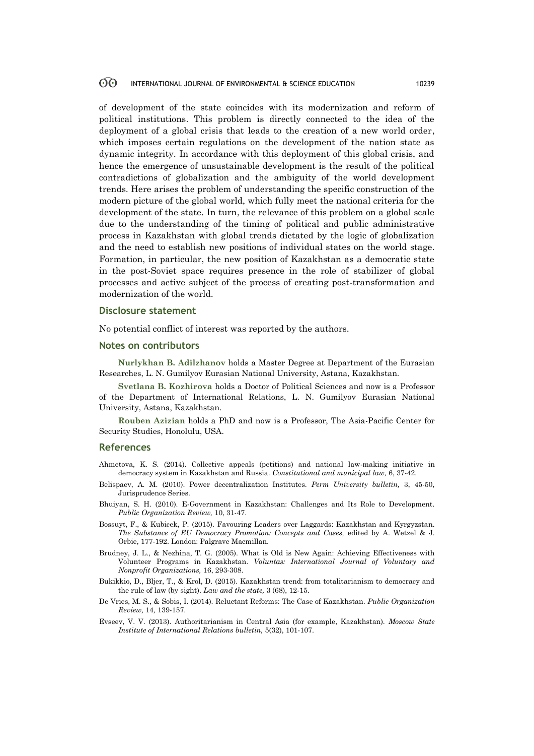of development of the state coincides with its modernization and reform of political institutions. This problem is directly connected to the idea of the deployment of a global crisis that leads to the creation of a new world order, which imposes certain regulations on the development of the nation state as dynamic integrity. In accordance with this deployment of this global crisis, and hence the emergence of unsustainable development is the result of the political contradictions of globalization and the ambiguity of the world development trends. Here arises the problem of understanding the specific construction of the modern picture of the global world, which fully meet the national criteria for the development of the state. In turn, the relevance of this problem on a global scale due to the understanding of the timing of political and public administrative process in Kazakhstan with global trends dictated by the logic of globalization and the need to establish new positions of individual states on the world stage. Formation, in particular, the new position of Kazakhstan as a democratic state in the post-Soviet space requires presence in the role of stabilizer of global processes and active subject of the process of creating post-transformation and modernization of the world.

## Disclosure statement

No potential conflict of interest was reported by the authors.

## Notes on contributors

**Nurlykhan B. Adilzhanov** holds a Master Degree at Department of the Eurasian Researches, L. N. Gumilyov Eurasian National University, Astana, Kazakhstan.

**Svetlana B. Kozhirova** holds a Doctor of Political Sciences and now is a Professor of the Department of International Relations, L. N. Gumilyov Eurasian National University, Astana, Kazakhstan.

**Rouben Azizian** holds a PhD and now is a Professor, The Asia-Pacific Center for Security Studies, Honolulu, USA.

## References

Ahmetova, K. S. (2014). Collective appeals (petitions) and national law-making initiative in democracy system in Kazakhstan and Russia. *Constitutional and municipal law,* 6, 37-42.

Belispaev, A. M. (2010). Power decentralization Institutes. *Perm University bulletin,* 3, 45-50, Jurisprudence Series.

Bhuiyan, S. H. (2010). E-Government in Kazakhstan: Challenges and Its Role to Development. *Public Organization Review,* 10, 31-47.

Bossuyt, F., & Kubicek, P. (2015). Favouring Leaders over Laggards: Kazakhstan and Kyrgyzstan. *The Substance of EU Democracy Promotion: Concepts and Cases,* edited by A. Wetzel & J. Orbie, 177-192. London: Palgrave Macmillan.

Brudney, J. L., & Nezhina, T. G. (2005). What is Old is New Again: Achieving Effectiveness with Volunteer Programs in Kazakhstan. *Voluntas: International Journal of Voluntary and Nonprofit Organizations,* 16, 293-308.

Bukikkio, D., Bljer, T., & Krol, D. (2015). Kazakhstan trend: from totalitarianism to democracy and the rule of law (by sight). *Law and the state,* 3 (68), 12-15.

De Vries, M. S., & Sobis, I. (2014). Reluctant Reforms: The Case of Kazakhstan. *Public Organization Review,* 14, 139-157.

Evseev, V. V. (2013). Authoritarianism in Central Asia (for example, Kazakhstan). *Moscow State Institute of International Relations bulletin,* 5(32), 101-107.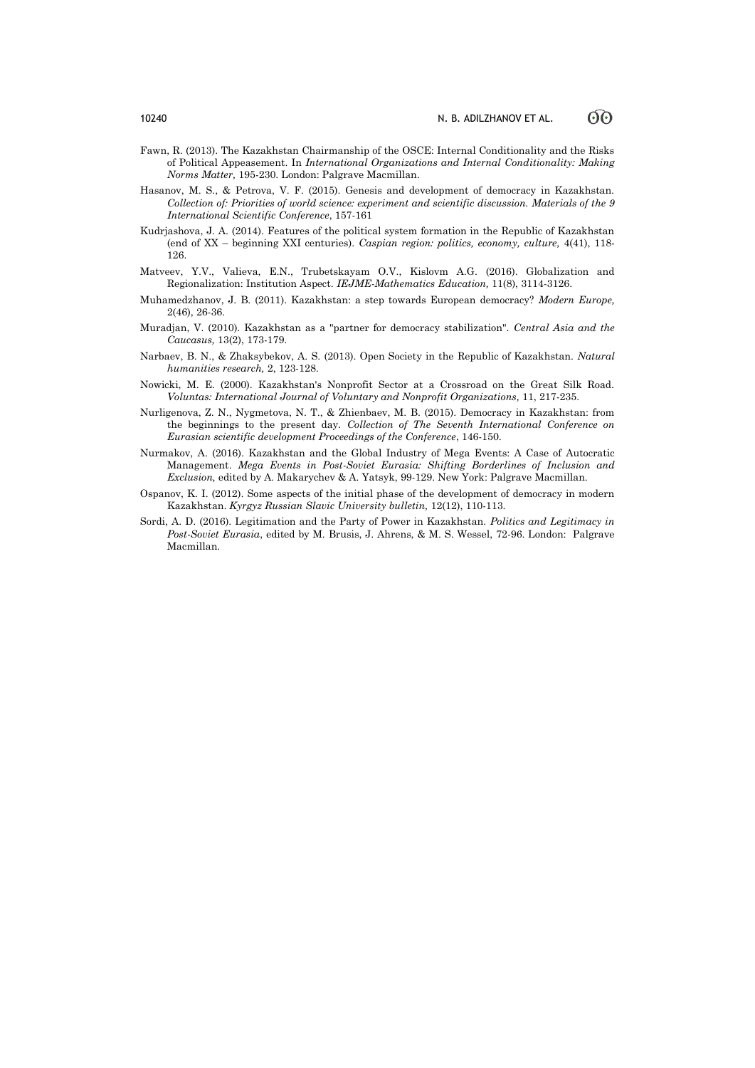Fawn, R. (2013). The Kazakhstan Chairmanship of the OSCE: Internal Conditionality and the Risks of Political Appeasement. In *International Organizations and Internal Conditionality: Making Norms Matter,* 195-230. London: Palgrave Macmillan.

Hasanov, M. S., & Petrova, V. F. (2015). Genesis and development of democracy in Kazakhstan. *Collection of: Priorities of world science: experiment and scientific discussion. Materials of the 9 International Scientific Conference*, 157-161

Kudrjashova, J. A. (2014). Features of the political system formation in the Republic of Kazakhstan (end of XX – beginning XXI centuries). *Caspian region: politics, economy, culture,* 4(41), 118-126.

Matveev, Y.V., Valieva, E.N., Trubetskayam O.V., Kislovm A.G. (2016). Globalization and Regionalization: Institution Aspect. *IEJME-Mathematics Education,* 11(8), 3114-3126.

Muhamedzhanov, J. B. (2011). Kazakhstan: a step towards European democracy? *Modern Europe,* 2(46), 26-36.

Muradjan, V. (2010). Kazakhstan as a "partner for democracy stabilization". *Central Asia and the Caucasus,* 13(2), 173-179.

Narbaev, B. N., & Zhaksybekov, A. S. (2013). Open Society in the Republic of Kazakhstan. *Natural humanities research,* 2, 123-128.

Nowicki, M. E. (2000). Kazakhstan's Nonprofit Sector at a Crossroad on the Great Silk Road. *Voluntas: International Journal of Voluntary and Nonprofit Organizations,* 11, 217-235.

Nurligenova, Z. N., Nygmetova, N. T., & Zhienbaev, M. B. (2015). Democracy in Kazakhstan: from the beginnings to the present day. *Collection of The Seventh International Conference on Eurasian scientific development Proceedings of the Conference*, 146-150.

Nurmakov, A. (2016). Kazakhstan and the Global Industry of Mega Events: A Case of Autocratic Management. *Mega Events in Post-Soviet Eurasia: Shifting Borderlines of Inclusion and Exclusion,* edited by A. Makarychev & A. Yatsyk, 99-129. New York: Palgrave Macmillan.

Ospanov, K. I. (2012). Some aspects of the initial phase of the development of democracy in modern Kazakhstan. *Kyrgyz Russian Slavic University bulletin,* 12(12), 110-113.

Sordi, A. D. (2016). Legitimation and the Party of Power in Kazakhstan. *Politics and Legitimacy in Post-Soviet Eurasia*, edited by M. Brusis, J. Ahrens, & M. S. Wessel, 72-96. London: Palgrave Macmillan.